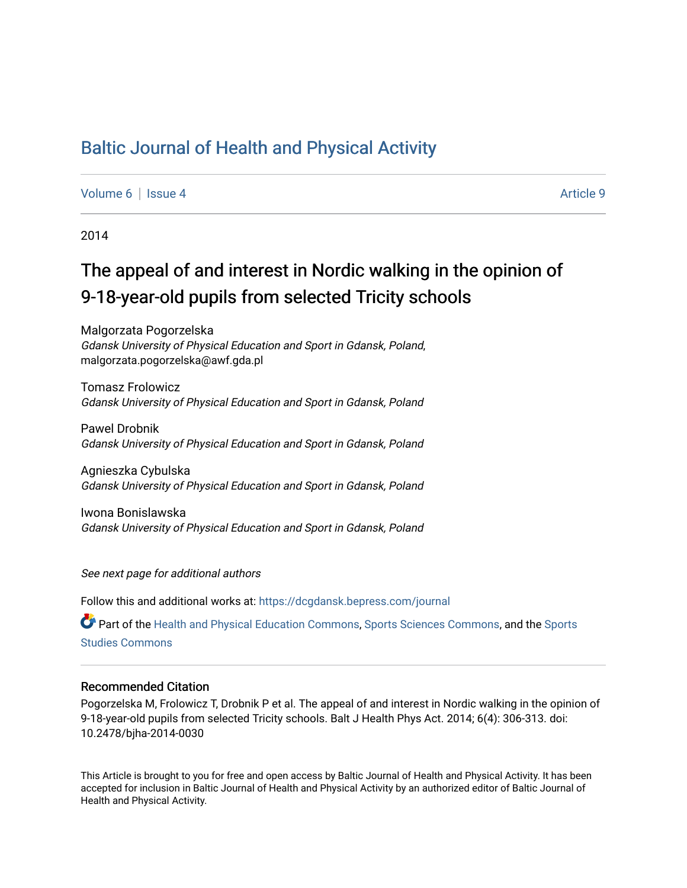# Baltic Journal of Health and Physical Activity

Volume 6 | Issue 4 Article 9

2014

## The appeal of and interest in Nordic walking in the opinion of 9-18-year-old pupils from selected Tricity schools

Malgorzata Pogorzelska
*Gdansk University of Physical Education and Sport in Gdansk, Poland*, malgorzata.pogorzelska@awf.gda.pl

Tomasz Frolowicz
*Gdansk University of Physical Education and Sport in Gdansk, Poland*

Pawel Drobnik
*Gdansk University of Physical Education and Sport in Gdansk, Poland*

Agnieszka Cybulska
*Gdansk University of Physical Education and Sport in Gdansk, Poland*

Iwona Bonislawska
*Gdansk University of Physical Education and Sport in Gdansk, Poland*

*See next page for additional authors*

Follow this and additional works at: https://dcgdansk.bepress.com/journal

Part of the Health and Physical Education Commons, Sports Sciences Commons, and the Sports Studies Commons

### Recommended Citation

Pogorzelska M, Frolowicz T, Drobnik P et al. The appeal of and interest in Nordic walking in the opinion of 9-18-year-old pupils from selected Tricity schools. Balt J Health Phys Act. 2014; 6(4): 306-313. doi: 10.2478/bjha-2014-0030

This Article is brought to you for free and open access by Baltic Journal of Health and Physical Activity. It has been accepted for inclusion in Baltic Journal of Health and Physical Activity by an authorized editor of Baltic Journal of Health and Physical Activity.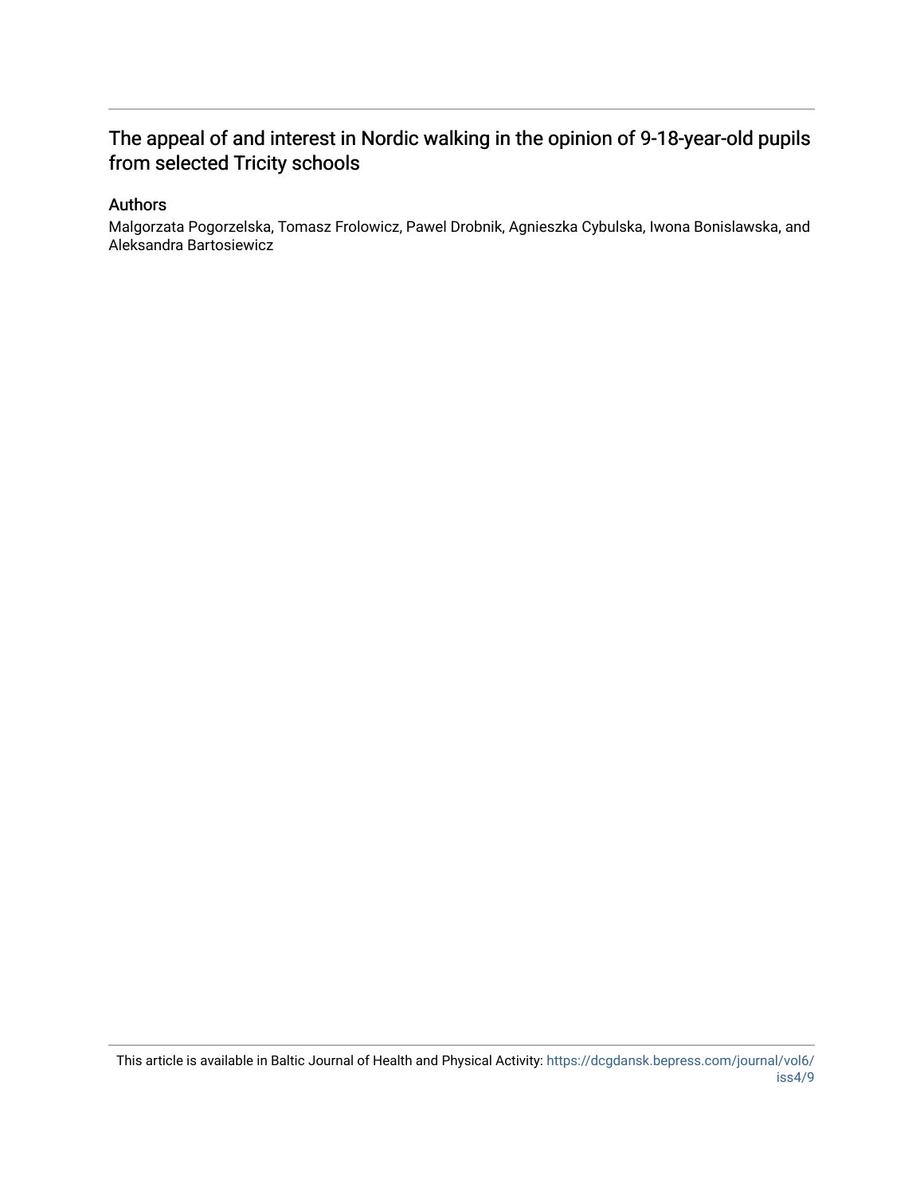# The appeal of and interest in Nordic walking in the opinion of 9-18-year-old pupils from selected Tricity schools

## Authors

Malgorzata Pogorzelska, Tomasz Frolowicz, Pawel Drobnik, Agnieszka Cybulska, Iwona Bonislawska, and Aleksandra Bartosiewicz

This article is available in Baltic Journal of Health and Physical Activity: https://dcgdansk.bepress.com/journal/vol6/iss4/9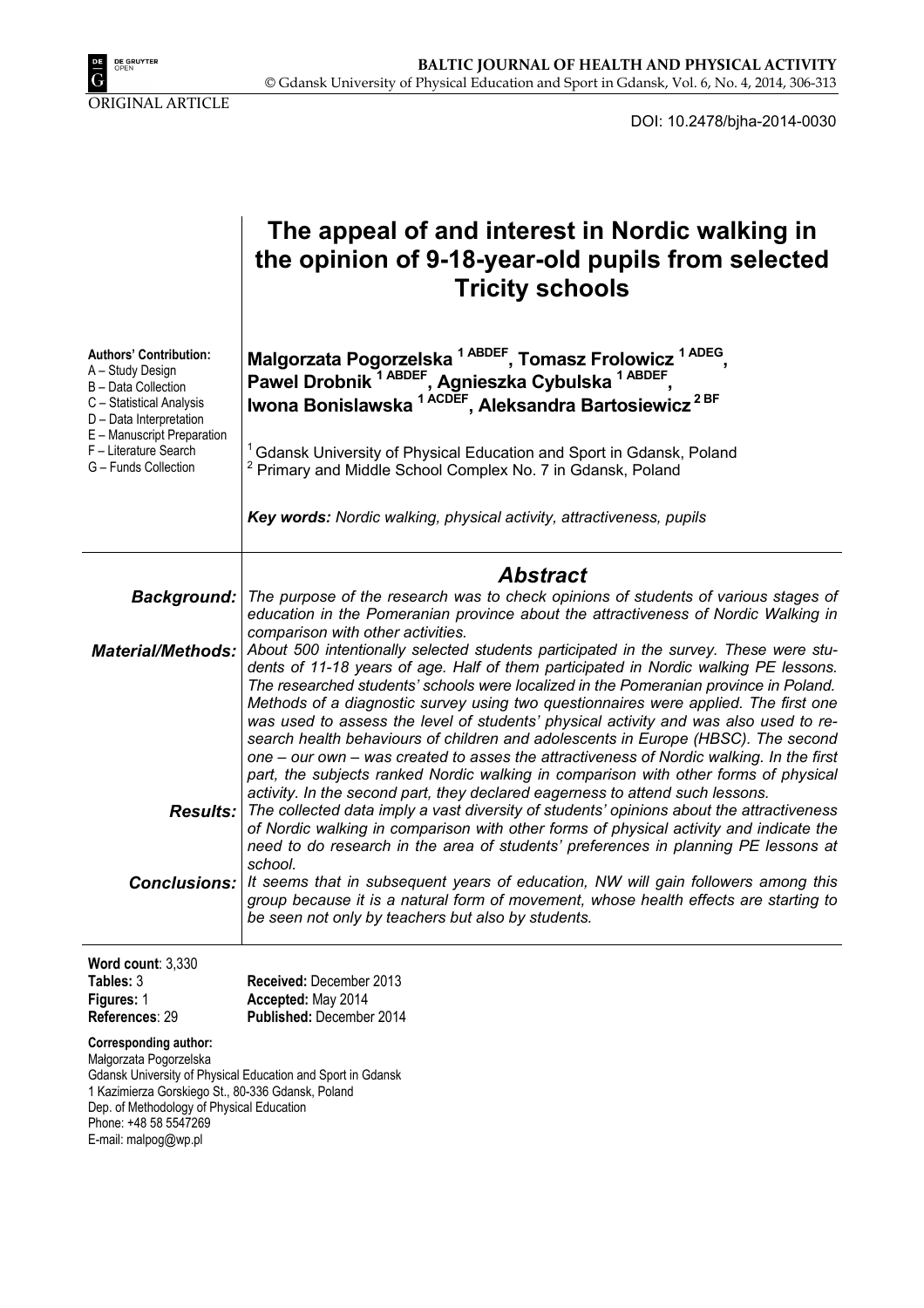ORIGINAL ARTICLE

DOI: 10.2478/bjha-2014-0030

# The appeal of and interest in Nordic walking in the opinion of 9-18-year-old pupils from selected Tricity schools

**Authors' Contribution:**
A – Study Design
B – Data Collection
C – Statistical Analysis
D – Data Interpretation
E – Manuscript Preparation
F – Literature Search
G – Funds Collection

**Malgorzata Pogorzelska [1 ABDEF], Tomasz Frolowicz [1 ADEG], Pawel Drobnik [1 ABDEF], Agnieszka Cybulska [1 ABDEF], Iwona Bonislawska [1 ACDEF], Aleksandra Bartosiewicz [2 BF]**

[1] Gdansk University of Physical Education and Sport in Gdansk, Poland
[2] Primary and Middle School Complex No. 7 in Gdansk, Poland

***Key words:*** *Nordic walking, physical activity, attractiveness, pupils*

## *Abstract*

***Background:*** *The purpose of the research was to check opinions of students of various stages of education in the Pomeranian province about the attractiveness of Nordic Walking in comparison with other activities.*

***Material/Methods:*** *About 500 intentionally selected students participated in the survey. These were students of 11-18 years of age. Half of them participated in Nordic walking PE lessons. The researched students' schools were localized in the Pomeranian province in Poland. Methods of a diagnostic survey using two questionnaires were applied. The first one was used to assess the level of students' physical activity and was also used to research health behaviours of children and adolescents in Europe (HBSC). The second one – our own – was created to asses the attractiveness of Nordic walking. In the first part, the subjects ranked Nordic walking in comparison with other forms of physical activity. In the second part, they declared eagerness to attend such lessons.*

***Results:*** *The collected data imply a vast diversity of students' opinions about the attractiveness of Nordic walking in comparison with other forms of physical activity and indicate the need to do research in the area of students' preferences in planning PE lessons at school.*

***Conclusions:*** *It seems that in subsequent years of education, NW will gain followers among this group because it is a natural form of movement, whose health effects are starting to be seen not only by teachers but also by students.*

**Word count**: 3,330
**Tables:** 3
**Figures:** 1
**References**: 29

**Received:** December 2013
**Accepted:** May 2014
**Published:** December 2014

**Corresponding author:**
Małgorzata Pogorzelska
Gdansk University of Physical Education and Sport in Gdansk
1 Kazimierza Gorskiego St., 80-336 Gdansk, Poland
Dep. of Methodology of Physical Education
Phone: +48 58 5547269
E-mail: malpog@wp.pl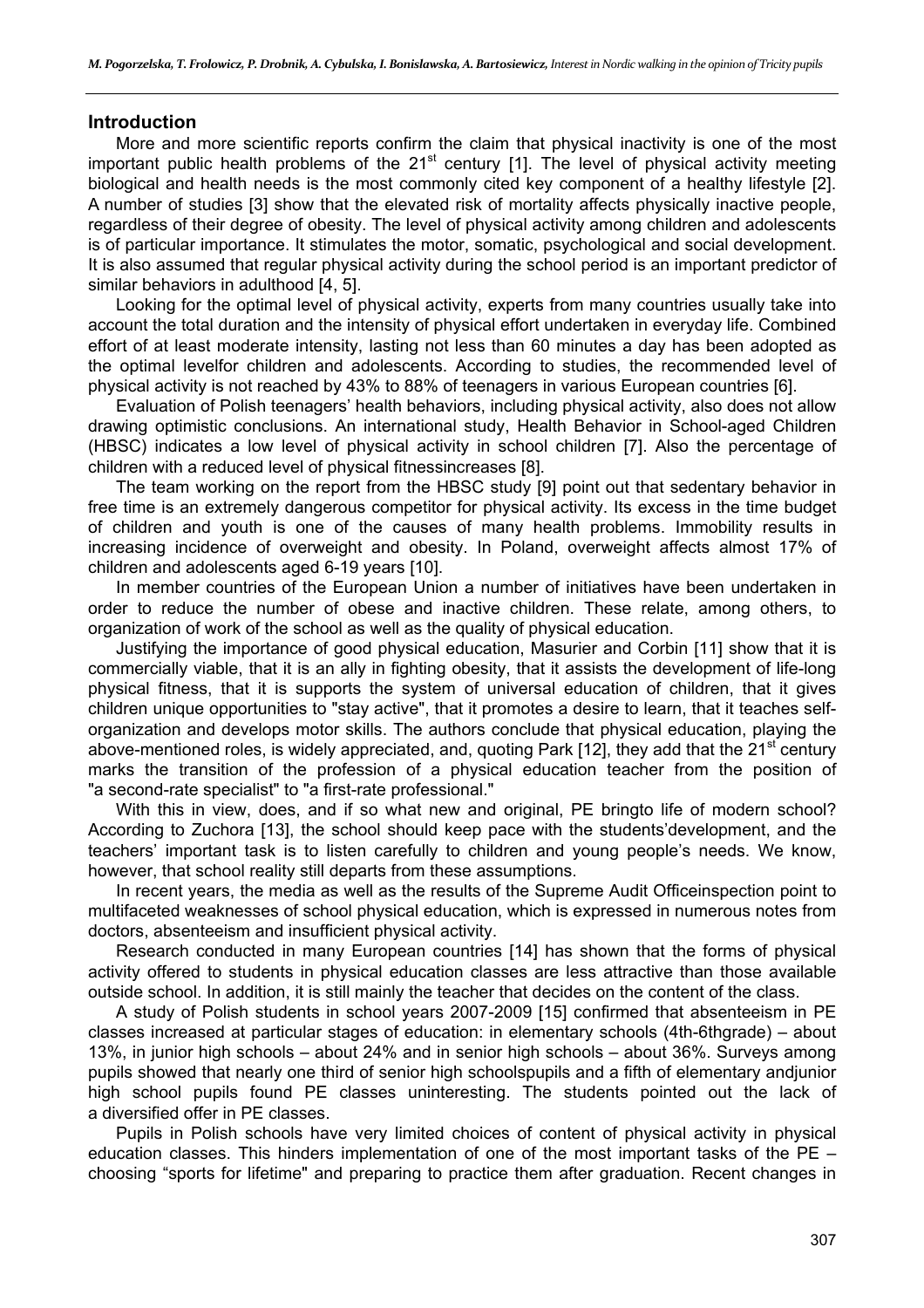## Introduction

More and more scientific reports confirm the claim that physical inactivity is one of the most important public health problems of the 21st century [1]. The level of physical activity meeting biological and health needs is the most commonly cited key component of a healthy lifestyle [2]. A number of studies [3] show that the elevated risk of mortality affects physically inactive people, regardless of their degree of obesity. The level of physical activity among children and adolescents is of particular importance. It stimulates the motor, somatic, psychological and social development. It is also assumed that regular physical activity during the school period is an important predictor of similar behaviors in adulthood [4, 5].

Looking for the optimal level of physical activity, experts from many countries usually take into account the total duration and the intensity of physical effort undertaken in everyday life. Combined effort of at least moderate intensity, lasting not less than 60 minutes a day has been adopted as the optimal levelfor children and adolescents. According to studies, the recommended level of physical activity is not reached by 43% to 88% of teenagers in various European countries [6].

Evaluation of Polish teenagers' health behaviors, including physical activity, also does not allow drawing optimistic conclusions. An international study, Health Behavior in School-aged Children (HBSC) indicates a low level of physical activity in school children [7]. Also the percentage of children with a reduced level of physical fitnessincreases [8].

The team working on the report from the HBSC study [9] point out that sedentary behavior in free time is an extremely dangerous competitor for physical activity. Its excess in the time budget of children and youth is one of the causes of many health problems. Immobility results in increasing incidence of overweight and obesity. In Poland, overweight affects almost 17% of children and adolescents aged 6-19 years [10].

In member countries of the European Union a number of initiatives have been undertaken in order to reduce the number of obese and inactive children. These relate, among others, to organization of work of the school as well as the quality of physical education.

Justifying the importance of good physical education, Masurier and Corbin [11] show that it is commercially viable, that it is an ally in fighting obesity, that it assists the development of life-long physical fitness, that it is supports the system of universal education of children, that it gives children unique opportunities to "stay active", that it promotes a desire to learn, that it teaches self-organization and develops motor skills. The authors conclude that physical education, playing the above-mentioned roles, is widely appreciated, and, quoting Park [12], they add that the 21st century marks the transition of the profession of a physical education teacher from the position of "a second-rate specialist" to "a first-rate professional."

With this in view, does, and if so what new and original, PE bringto life of modern school? According to Zuchora [13], the school should keep pace with the students'development, and the teachers' important task is to listen carefully to children and young people's needs. We know, however, that school reality still departs from these assumptions.

In recent years, the media as well as the results of the Supreme Audit Officeinspection point to multifaceted weaknesses of school physical education, which is expressed in numerous notes from doctors, absenteeism and insufficient physical activity.

Research conducted in many European countries [14] has shown that the forms of physical activity offered to students in physical education classes are less attractive than those available outside school. In addition, it is still mainly the teacher that decides on the content of the class.

A study of Polish students in school years 2007-2009 [15] confirmed that absenteeism in PE classes increased at particular stages of education: in elementary schools (4th-6thgrade) – about 13%, in junior high schools – about 24% and in senior high schools – about 36%. Surveys among pupils showed that nearly one third of senior high schoolspupils and a fifth of elementary andjunior high school pupils found PE classes uninteresting. The students pointed out the lack of a diversified offer in PE classes.

Pupils in Polish schools have very limited choices of content of physical activity in physical education classes. This hinders implementation of one of the most important tasks of the PE – choosing "sports for lifetime" and preparing to practice them after graduation. Recent changes in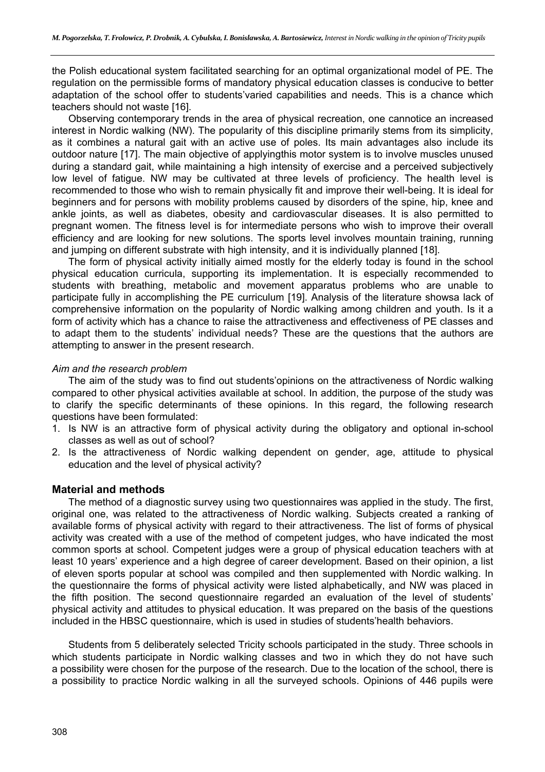the Polish educational system facilitated searching for an optimal organizational model of PE. The regulation on the permissible forms of mandatory physical education classes is conducive to better adaptation of the school offer to students'varied capabilities and needs. This is a chance which teachers should not waste [16].

Observing contemporary trends in the area of physical recreation, one cannotice an increased interest in Nordic walking (NW). The popularity of this discipline primarily stems from its simplicity, as it combines a natural gait with an active use of poles. Its main advantages also include its outdoor nature [17]. The main objective of applyingthis motor system is to involve muscles unused during a standard gait, while maintaining a high intensity of exercise and a perceived subjectively low level of fatigue. NW may be cultivated at three levels of proficiency. The health level is recommended to those who wish to remain physically fit and improve their well-being. It is ideal for beginners and for persons with mobility problems caused by disorders of the spine, hip, knee and ankle joints, as well as diabetes, obesity and cardiovascular diseases. It is also permitted to pregnant women. The fitness level is for intermediate persons who wish to improve their overall efficiency and are looking for new solutions. The sports level involves mountain training, running and jumping on different substrate with high intensity, and it is individually planned [18].

The form of physical activity initially aimed mostly for the elderly today is found in the school physical education curricula, supporting its implementation. It is especially recommended to students with breathing, metabolic and movement apparatus problems who are unable to participate fully in accomplishing the PE curriculum [19]. Analysis of the literature showsa lack of comprehensive information on the popularity of Nordic walking among children and youth. Is it a form of activity which has a chance to raise the attractiveness and effectiveness of PE classes and to adapt them to the students' individual needs? These are the questions that the authors are attempting to answer in the present research.

*Aim and the research problem*

The aim of the study was to find out students'opinions on the attractiveness of Nordic walking compared to other physical activities available at school. In addition, the purpose of the study was to clarify the specific determinants of these opinions. In this regard, the following research questions have been formulated:

1. Is NW is an attractive form of physical activity during the obligatory and optional in-school classes as well as out of school?
2. Is the attractiveness of Nordic walking dependent on gender, age, attitude to physical education and the level of physical activity?

## Material and methods

The method of a diagnostic survey using two questionnaires was applied in the study. The first, original one, was related to the attractiveness of Nordic walking. Subjects created a ranking of available forms of physical activity with regard to their attractiveness. The list of forms of physical activity was created with a use of the method of competent judges, who have indicated the most common sports at school. Competent judges were a group of physical education teachers with at least 10 years' experience and a high degree of career development. Based on their opinion, a list of eleven sports popular at school was compiled and then supplemented with Nordic walking. In the questionnaire the forms of physical activity were listed alphabetically, and NW was placed in the fifth position. The second questionnaire regarded an evaluation of the level of students' physical activity and attitudes to physical education. It was prepared on the basis of the questions included in the HBSC questionnaire, which is used in studies of students'health behaviors.

Students from 5 deliberately selected Tricity schools participated in the study. Three schools in which students participate in Nordic walking classes and two in which they do not have such a possibility were chosen for the purpose of the research. Due to the location of the school, there is a possibility to practice Nordic walking in all the surveyed schools. Opinions of 446 pupils were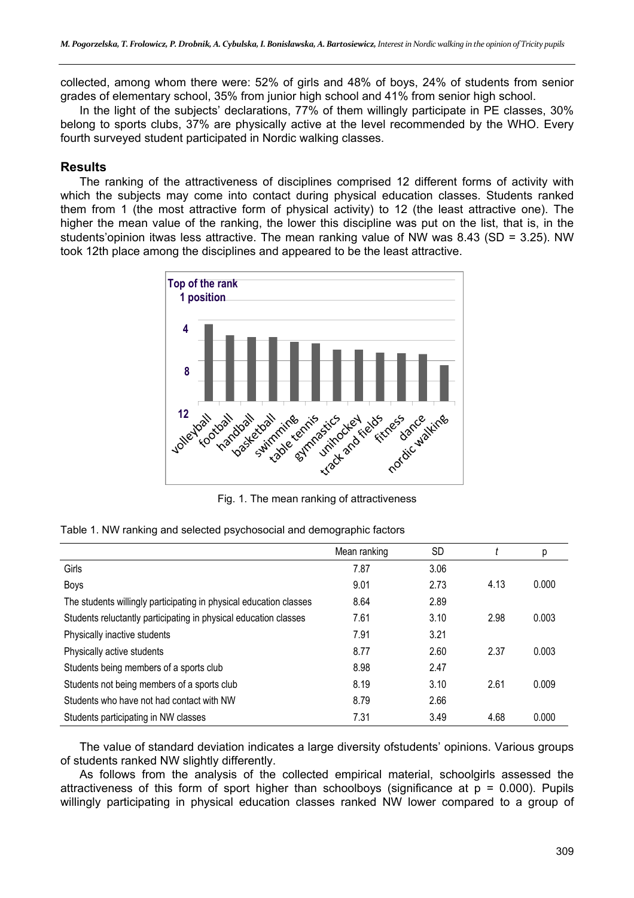collected, among whom there were: 52% of girls and 48% of boys, 24% of students from senior grades of elementary school, 35% from junior high school and 41% from senior high school.

In the light of the subjects' declarations, 77% of them willingly participate in PE classes, 30% belong to sports clubs, 37% are physically active at the level recommended by the WHO. Every fourth surveyed student participated in Nordic walking classes.

## Results

The ranking of the attractiveness of disciplines comprised 12 different forms of activity with which the subjects may come into contact during physical education classes. Students ranked them from 1 (the most attractive form of physical activity) to 12 (the least attractive one). The higher the mean value of the ranking, the lower this discipline was put on the list, that is, in the students'opinion itwas less attractive. The mean ranking value of NW was 8.43 (SD = 3.25). NW took 12th place among the disciplines and appeared to be the least attractive.

Fig. 1. The mean ranking of attractiveness

Table 1. NW ranking and selected psychosocial and demographic factors

| | Mean ranking | SD | *t* | p |
|---|---|---|---|---|
| Girls | 7.87 | 3.06 | | |
| Boys | 9.01 | 2.73 | 4.13 | 0.000 |
| The students willingly participating in physical education classes | 8.64 | 2.89 | | |
| Students reluctantly participating in physical education classes | 7.61 | 3.10 | 2.98 | 0.003 |
| Physically inactive students | 7.91 | 3.21 | | |
| Physically active students | 8.77 | 2.60 | 2.37 | 0.003 |
| Students being members of a sports club | 8.98 | 2.47 | | |
| Students not being members of a sports club | 8.19 | 3.10 | 2.61 | 0.009 |
| Students who have not had contact with NW | 8.79 | 2.66 | | |
| Students participating in NW classes | 7.31 | 3.49 | 4.68 | 0.000 |

The value of standard deviation indicates a large diversity ofstudents' opinions. Various groups of students ranked NW slightly differently.

As follows from the analysis of the collected empirical material, schoolgirls assessed the attractiveness of this form of sport higher than schoolboys (significance at $p = 0.000$). Pupils willingly participating in physical education classes ranked NW lower compared to a group of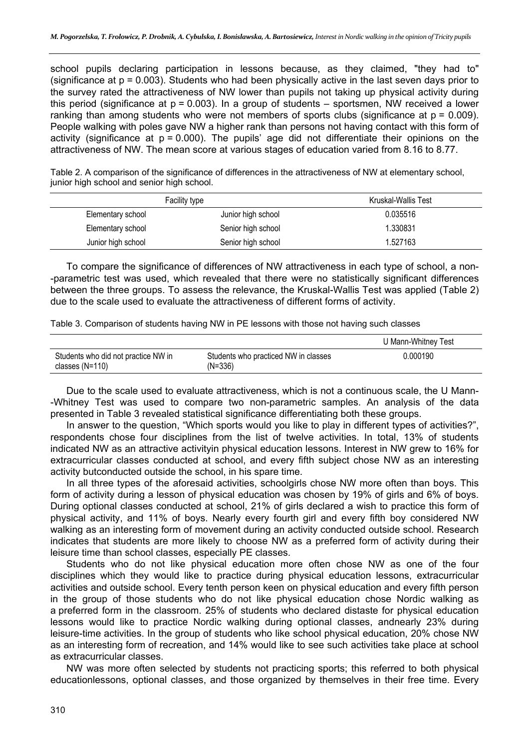school pupils declaring participation in lessons because, as they claimed, "they had to" (significance at $p = 0.003$). Students who had been physically active in the last seven days prior to the survey rated the attractiveness of NW lower than pupils not taking up physical activity during this period (significance at $p = 0.003$). In a group of students – sportsmen, NW received a lower ranking than among students who were not members of sports clubs (significance at $p = 0.009$). People walking with poles gave NW a higher rank than persons not having contact with this form of activity (significance at $p = 0.000$). The pupils' age did not differentiate their opinions on the attractiveness of NW. The mean score at various stages of education varied from 8.16 to 8.77.

Table 2. A comparison of the significance of differences in the attractiveness of NW at elementary school, junior high school and senior high school.

| Facility type | | Kruskal-Wallis Test |
|---|---|---|
| Elementary school | Junior high school | 0.035516 |
| Elementary school | Senior high school | 1.330831 |
| Junior high school | Senior high school | 1.527163 |

To compare the significance of differences of NW attractiveness in each type of school, a non--parametric test was used, which revealed that there were no statistically significant differences between the three groups. To assess the relevance, the Kruskal-Wallis Test was applied (Table 2) due to the scale used to evaluate the attractiveness of different forms of activity.

Table 3. Comparison of students having NW in PE lessons with those not having such classes

| | | U Mann-Whitney Test |
|---|---|---|
| Students who did not practice NW in classes (N=110) | Students who practiced NW in classes (N=336) | 0.000190 |

Due to the scale used to evaluate attractiveness, which is not a continuous scale, the U Mann--Whitney Test was used to compare two non-parametric samples. An analysis of the data presented in Table 3 revealed statistical significance differentiating both these groups.

In answer to the question, "Which sports would you like to play in different types of activities?", respondents chose four disciplines from the list of twelve activities. In total, 13% of students indicated NW as an attractive activityin physical education lessons. Interest in NW grew to 16% for extracurricular classes conducted at school, and every fifth subject chose NW as an interesting activity butconducted outside the school, in his spare time.

In all three types of the aforesaid activities, schoolgirls chose NW more often than boys. This form of activity during a lesson of physical education was chosen by 19% of girls and 6% of boys. During optional classes conducted at school, 21% of girls declared a wish to practice this form of physical activity, and 11% of boys. Nearly every fourth girl and every fifth boy considered NW walking as an interesting form of movement during an activity conducted outside school. Research indicates that students are more likely to choose NW as a preferred form of activity during their leisure time than school classes, especially PE classes.

Students who do not like physical education more often chose NW as one of the four disciplines which they would like to practice during physical education lessons, extracurricular activities and outside school. Every tenth person keen on physical education and every fifth person in the group of those students who do not like physical education chose Nordic walking as a preferred form in the classroom. 25% of students who declared distaste for physical education lessons would like to practice Nordic walking during optional classes, andnearly 23% during leisure-time activities. In the group of students who like school physical education, 20% chose NW as an interesting form of recreation, and 14% would like to see such activities take place at school as extracurricular classes.

NW was more often selected by students not practicing sports; this referred to both physical educationlessons, optional classes, and those organized by themselves in their free time. Every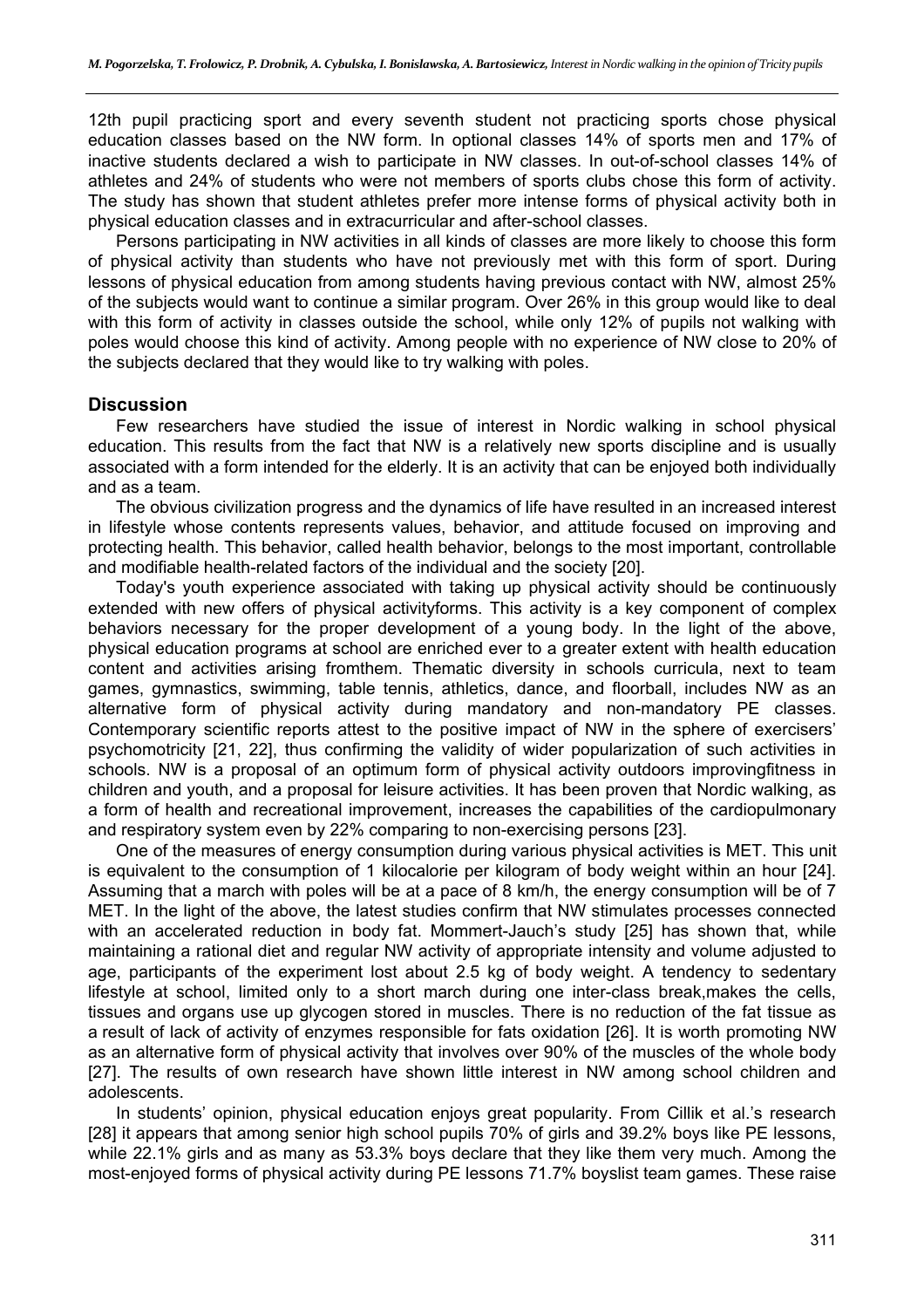12th pupil practicing sport and every seventh student not practicing sports chose physical education classes based on the NW form. In optional classes 14% of sports men and 17% of inactive students declared a wish to participate in NW classes. In out-of-school classes 14% of athletes and 24% of students who were not members of sports clubs chose this form of activity. The study has shown that student athletes prefer more intense forms of physical activity both in physical education classes and in extracurricular and after-school classes.

Persons participating in NW activities in all kinds of classes are more likely to choose this form of physical activity than students who have not previously met with this form of sport. During lessons of physical education from among students having previous contact with NW, almost 25% of the subjects would want to continue a similar program. Over 26% in this group would like to deal with this form of activity in classes outside the school, while only 12% of pupils not walking with poles would choose this kind of activity. Among people with no experience of NW close to 20% of the subjects declared that they would like to try walking with poles.

## Discussion

Few researchers have studied the issue of interest in Nordic walking in school physical education. This results from the fact that NW is a relatively new sports discipline and is usually associated with a form intended for the elderly. It is an activity that can be enjoyed both individually and as a team.

The obvious civilization progress and the dynamics of life have resulted in an increased interest in lifestyle whose contents represents values, behavior, and attitude focused on improving and protecting health. This behavior, called health behavior, belongs to the most important, controllable and modifiable health-related factors of the individual and the society [20].

Today's youth experience associated with taking up physical activity should be continuously extended with new offers of physical activityforms. This activity is a key component of complex behaviors necessary for the proper development of a young body. In the light of the above, physical education programs at school are enriched ever to a greater extent with health education content and activities arising fromthem. Thematic diversity in schools curricula, next to team games, gymnastics, swimming, table tennis, athletics, dance, and floorball, includes NW as an alternative form of physical activity during mandatory and non-mandatory PE classes. Contemporary scientific reports attest to the positive impact of NW in the sphere of exercisers' psychomotricity [21, 22], thus confirming the validity of wider popularization of such activities in schools. NW is a proposal of an optimum form of physical activity outdoors improvingfitness in children and youth, and a proposal for leisure activities. It has been proven that Nordic walking, as a form of health and recreational improvement, increases the capabilities of the cardiopulmonary and respiratory system even by 22% comparing to non-exercising persons [23].

One of the measures of energy consumption during various physical activities is MET. This unit is equivalent to the consumption of 1 kilocalorie per kilogram of body weight within an hour [24]. Assuming that a march with poles will be at a pace of 8 km/h, the energy consumption will be of 7 MET. In the light of the above, the latest studies confirm that NW stimulates processes connected with an accelerated reduction in body fat. Mommert-Jauch's study [25] has shown that, while maintaining a rational diet and regular NW activity of appropriate intensity and volume adjusted to age, participants of the experiment lost about 2.5 kg of body weight. A tendency to sedentary lifestyle at school, limited only to a short march during one inter-class break,makes the cells, tissues and organs use up glycogen stored in muscles. There is no reduction of the fat tissue as a result of lack of activity of enzymes responsible for fats oxidation [26]. It is worth promoting NW as an alternative form of physical activity that involves over 90% of the muscles of the whole body [27]. The results of own research have shown little interest in NW among school children and adolescents.

In students' opinion, physical education enjoys great popularity. From Cillik et al.'s research [28] it appears that among senior high school pupils 70% of girls and 39.2% boys like PE lessons, while 22.1% girls and as many as 53.3% boys declare that they like them very much. Among the most-enjoyed forms of physical activity during PE lessons 71.7% boyslist team games. These raise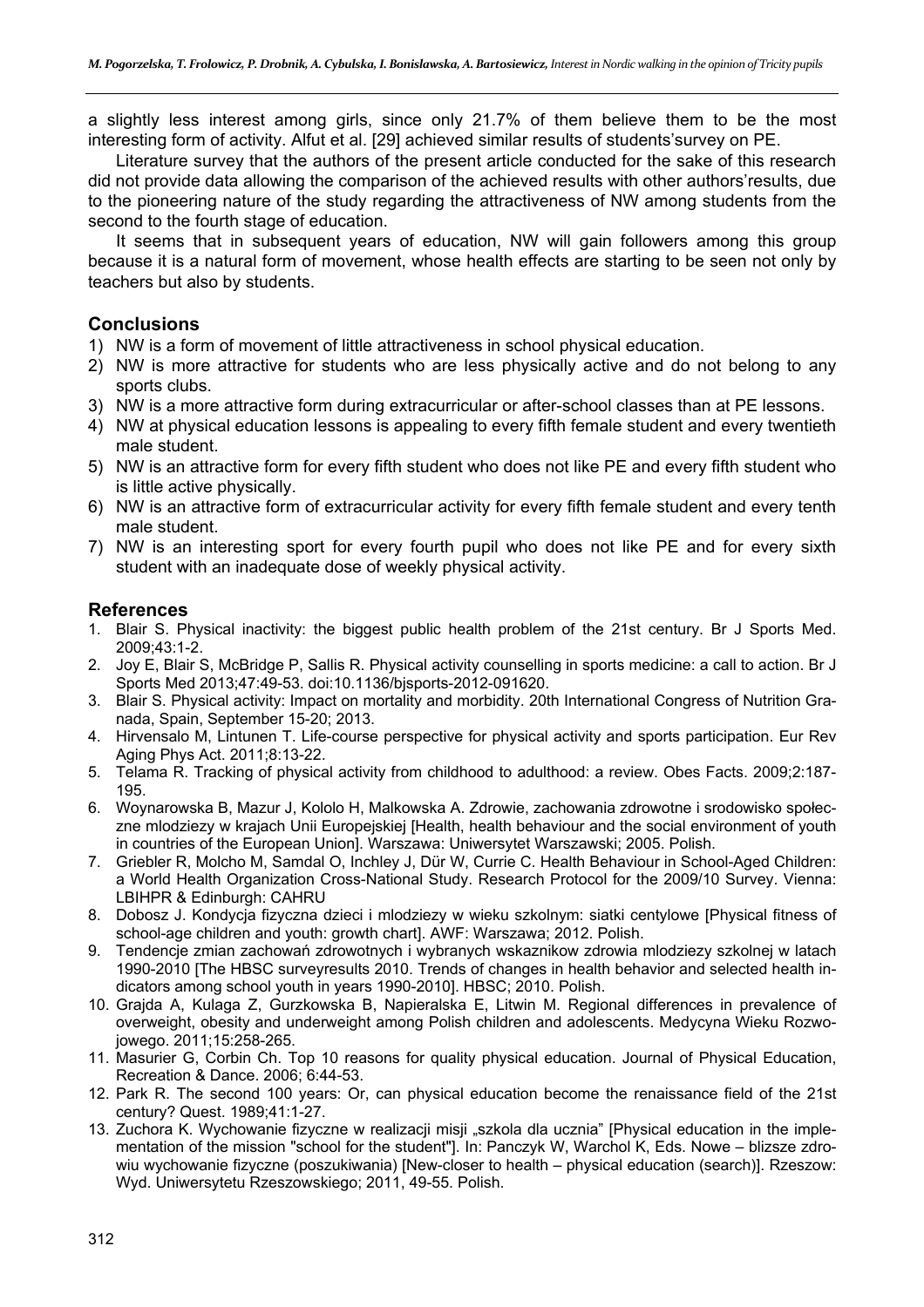a slightly less interest among girls, since only 21.7% of them believe them to be the most interesting form of activity. Alfut et al. [29] achieved similar results of students'survey on PE.

Literature survey that the authors of the present article conducted for the sake of this research did not provide data allowing the comparison of the achieved results with other authors'results, due to the pioneering nature of the study regarding the attractiveness of NW among students from the second to the fourth stage of education.

It seems that in subsequent years of education, NW will gain followers among this group because it is a natural form of movement, whose health effects are starting to be seen not only by teachers but also by students.

## Conclusions

1) NW is a form of movement of little attractiveness in school physical education.
2) NW is more attractive for students who are less physically active and do not belong to any sports clubs.
3) NW is a more attractive form during extracurricular or after-school classes than at PE lessons.
4) NW at physical education lessons is appealing to every fifth female student and every twentieth male student.
5) NW is an attractive form for every fifth student who does not like PE and every fifth student who is little active physically.
6) NW is an attractive form of extracurricular activity for every fifth female student and every tenth male student.
7) NW is an interesting sport for every fourth pupil who does not like PE and for every sixth student with an inadequate dose of weekly physical activity.

## References

1. Blair S. Physical inactivity: the biggest public health problem of the 21st century. Br J Sports Med. 2009;43:1-2.
2. Joy E, Blair S, McBridge P, Sallis R. Physical activity counselling in sports medicine: a call to action. Br J Sports Med 2013;47:49-53. doi:10.1136/bjsports-2012-091620.
3. Blair S. Physical activity: Impact on mortality and morbidity. 20th International Congress of Nutrition Granada, Spain, September 15-20; 2013.
4. Hirvensalo M, Lintunen T. Life-course perspective for physical activity and sports participation. Eur Rev Aging Phys Act. 2011;8:13-22.
5. Telama R. Tracking of physical activity from childhood to adulthood: a review. Obes Facts. 2009;2:187-195.
6. Woynarowska B, Mazur J, Kololo H, Malkowska A. Zdrowie, zachowania zdrowotne i srodowisko społeczne mlodziezy w krajach Unii Europejskiej [Health, health behaviour and the social environment of youth in countries of the European Union]. Warszawa: Uniwersytet Warszawski; 2005. Polish.
7. Griebler R, Molcho M, Samdal O, Inchley J, Dür W, Currie C. Health Behaviour in School-Aged Children: a World Health Organization Cross-National Study. Research Protocol for the 2009/10 Survey. Vienna: LBIHPR & Edinburgh: CAHRU
8. Dobosz J. Kondycja fizyczna dzieci i mlodziezy w wieku szkolnym: siatki centylowe [Physical fitness of school-age children and youth: growth chart]. AWF: Warszawa; 2012. Polish.
9. Tendencje zmian zachowań zdrowotnych i wybranych wskaznikow zdrowia mlodziezy szkolnej w latach 1990-2010 [The HBSC surveyresults 2010. Trends of changes in health behavior and selected health indicators among school youth in years 1990-2010]. HBSC; 2010. Polish.
10. Grajda A, Kulaga Z, Gurzkowska B, Napieralska E, Litwin M. Regional differences in prevalence of overweight, obesity and underweight among Polish children and adolescents. Medycyna Wieku Rozwojowego. 2011;15:258-265.
11. Masurier G, Corbin Ch. Top 10 reasons for quality physical education. Journal of Physical Education, Recreation & Dance. 2006; 6:44-53.
12. Park R. The second 100 years: Or, can physical education become the renaissance field of the 21st century? Quest. 1989;41:1-27.
13. Zuchora K. Wychowanie fizyczne w realizacji misji „szkola dla ucznia" [Physical education in the implementation of the mission "school for the student"]. In: Panczyk W, Warchol K, Eds. Nowe – blizsze zdrowiu wychowanie fizyczne (poszukiwania) [New-closer to health – physical education (search)]. Rzeszow: Wyd. Uniwersytetu Rzeszowskiego; 2011, 49-55. Polish.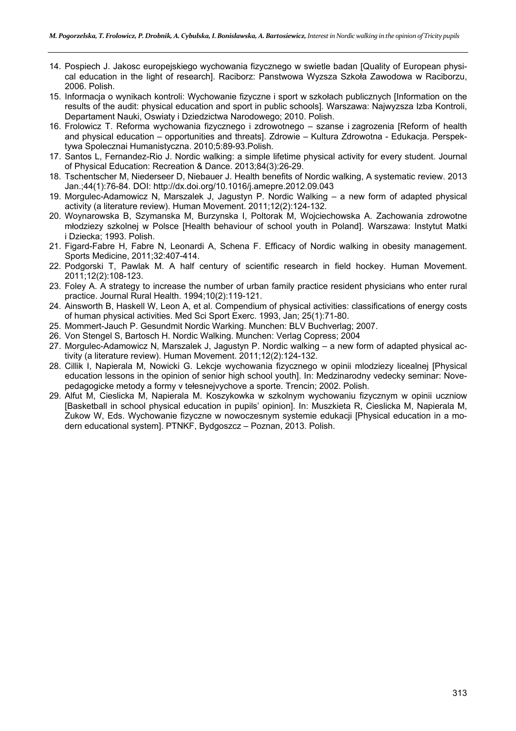14. Pospiech J. Jakosc europejskiego wychowania fizycznego w swietle badan [Quality of European physical education in the light of research]. Raciborz: Panstwowa Wyzsza Szkoła Zawodowa w Raciborzu, 2006. Polish.
15. Informacja o wynikach kontroli: Wychowanie fizyczne i sport w szkołach publicznych [Information on the results of the audit: physical education and sport in public schools]. Warszawa: Najwyzsza Izba Kontroli, Departament Nauki, Oswiaty i Dziedzictwa Narodowego; 2010. Polish.
16. Frolowicz T. Reforma wychowania fizycznego i zdrowotnego – szanse i zagrozenia [Reform of health and physical education – opportunities and threats]. Zdrowie – Kultura Zdrowotna - Edukacja. Perspektywa Spolecznai Humanistyczna. 2010;5:89-93.Polish.
17. Santos L, Fernandez-Rio J. Nordic walking: a simple lifetime physical activity for every student. Journal of Physical Education: Recreation & Dance. 2013;84(3):26-29.
18. Tschentscher M, Niederseer D, Niebauer J. Health benefits of Nordic walking, A systematic review. 2013 Jan.;44(1):76-84. DOI: http://dx.doi.org/10.1016/j.amepre.2012.09.043
19. Morgulec-Adamowicz N, Marszalek J, Jagustyn P. Nordic Walking – a new form of adapted physical activity (a literature review). Human Movement. 2011;12(2):124-132.
20. Woynarowska B, Szymanska M, Burzynska I, Poltorak M, Wojciechowska A. Zachowania zdrowotne młodziezy szkolnej w Polsce [Health behaviour of school youth in Poland]. Warszawa: Instytut Matki i Dziecka; 1993. Polish.
21. Figard-Fabre H, Fabre N, Leonardi A, Schena F. Efficacy of Nordic walking in obesity management. Sports Medicine, 2011;32:407-414.
22. Podgorski T, Pawlak M. A half century of scientific research in field hockey. Human Movement. 2011;12(2):108-123.
23. Foley A. A strategy to increase the number of urban family practice resident physicians who enter rural practice. Journal Rural Health. 1994;10(2):119-121.
24. Ainsworth B, Haskell W, Leon A, et al. Compendium of physical activities: classifications of energy costs of human physical activities. Med Sci Sport Exerc. 1993, Jan; 25(1):71-80.
25. Mommert-Jauch P. Gesundmit Nordic Warking. Munchen: BLV Buchverlag; 2007.
26. Von Stengel S, Bartosch H. Nordic Walking. Munchen: Verlag Copress; 2004
27. Morgulec-Adamowicz N, Marszalek J, Jagustyn P. Nordic walking – a new form of adapted physical activity (a literature review). Human Movement. 2011;12(2):124-132.
28. Cillik I, Napierala M, Nowicki G. Lekcje wychowania fizycznego w opinii mlodziezy licealnej [Physical education lessons in the opinion of senior high school youth]. In: Medzinarodny vedecky seminar: Nove-pedagogicke metody a formy v tełesnejvychove a sporte. Trencin; 2002. Polish.
29. Alfut M, Cieslicka M, Napierala M. Koszykowka w szkolnym wychowaniu fizycznym w opinii uczniow [Basketball in school physical education in pupils' opinion]. In: Muszkieta R, Cieslicka M, Napierala M, Zukow W, Eds. Wychowanie fizyczne w nowoczesnym systemie edukacji [Physical education in a modern educational system]. PTNKF, Bydgoszcz – Poznan, 2013. Polish.